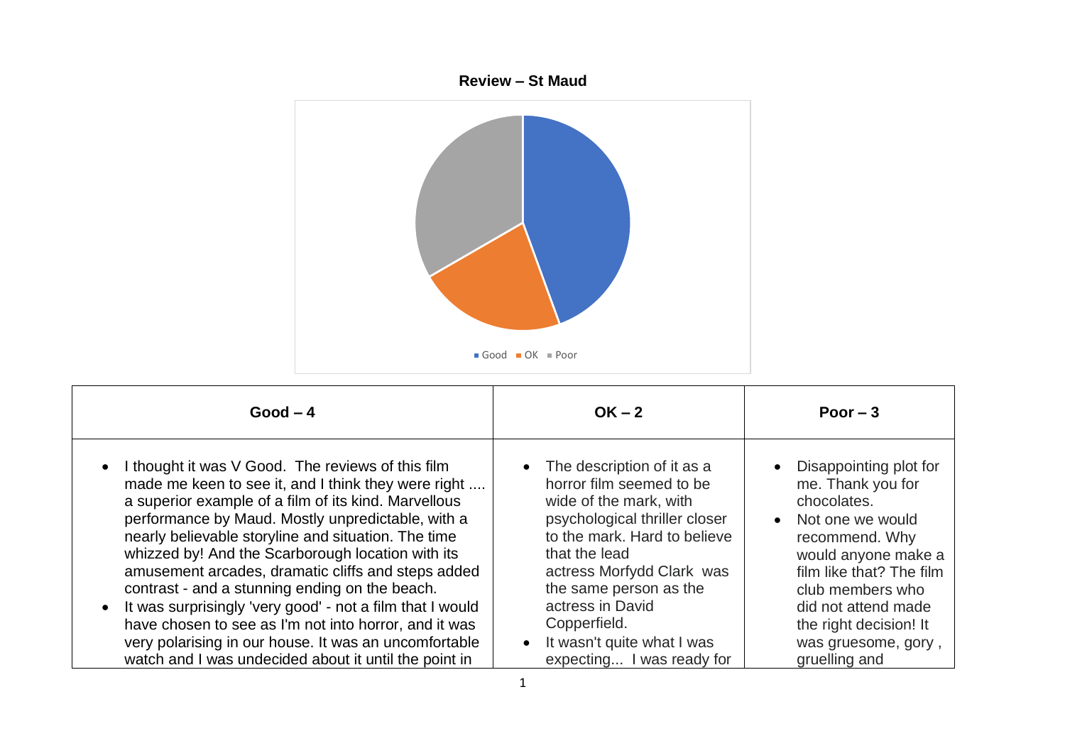**Review – St Maud**

Good | OK | Poor

| Good – 4 | OK – 2 | Poor – 3 |
|---|---|---|
| • I thought it was V Good. The reviews of this film made me keen to see it, and I think they were right .... a superior example of a film of its kind. Marvellous performance by Maud. Mostly unpredictable, with a nearly believable storyline and situation. The time whizzed by! And the Scarborough location with its amusement arcades, dramatic cliffs and steps added contrast - and a stunning ending on the beach.<br>• It was surprisingly 'very good' - not a film that I would have chosen to see as I'm not into horror, and it was very polarising in our house. It was an uncomfortable watch and I was undecided about it until the point in | • The description of it as a horror film seemed to be wide of the mark, with psychological thriller closer to the mark. Hard to believe that the lead actress Morfydd Clark was the same person as the actress in David Copperfield.<br>• It wasn't quite what I was expecting... I was ready for | • Disappointing plot for me. Thank you for chocolates.<br>• Not one we would recommend. Why would anyone make a film like that? The film club members who did not attend made the right decision! It was gruesome, gory , gruelling and |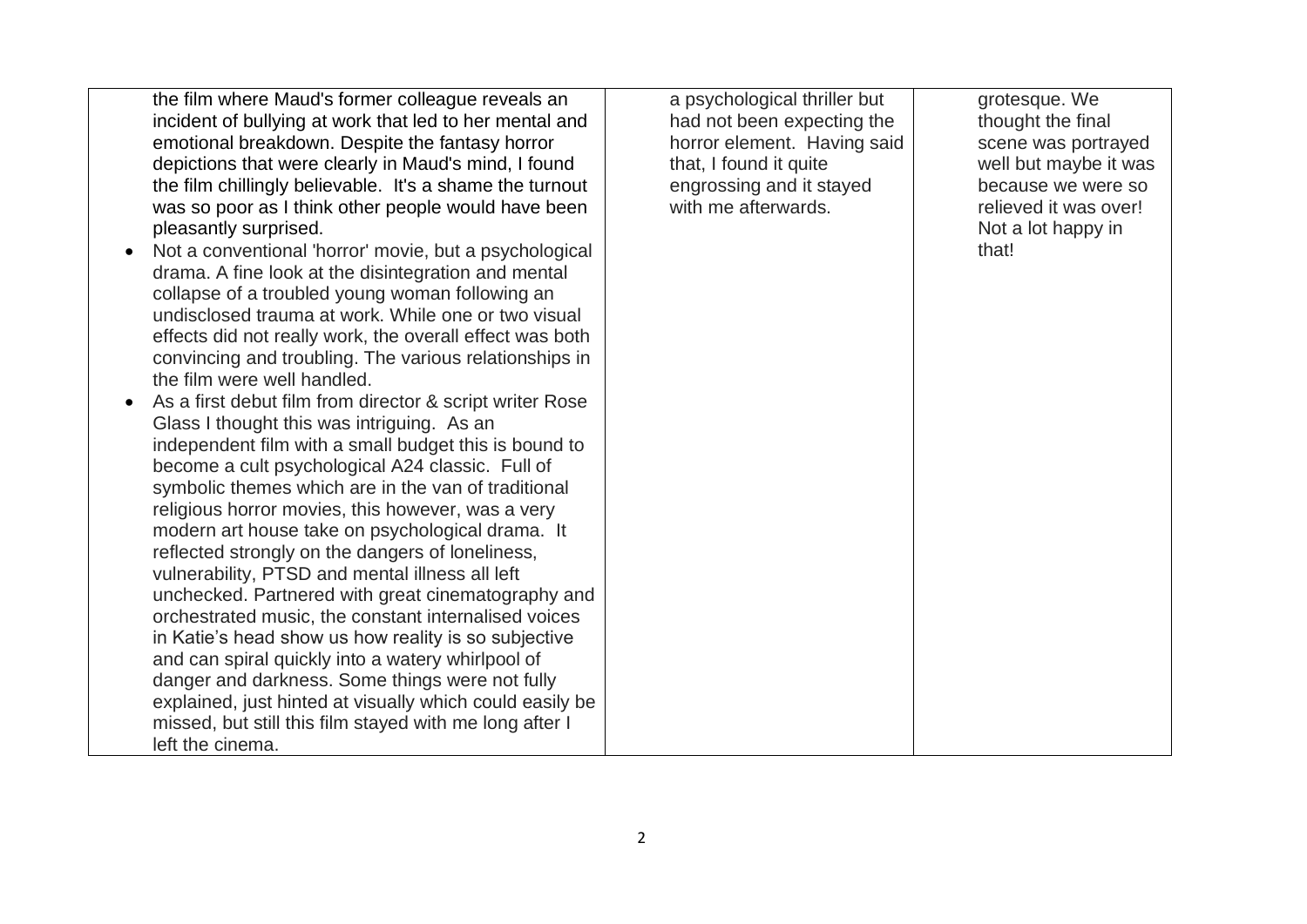| | | |
|---|---|---|
| the film where Maud's former colleague reveals an incident of bullying at work that led to her mental and emotional breakdown. Despite the fantasy horror depictions that were clearly in Maud's mind, I found the film chillingly believable. It's a shame the turnout was so poor as I think other people would have been pleasantly surprised.<br>• Not a conventional 'horror' movie, but a psychological drama. A fine look at the disintegration and mental collapse of a troubled young woman following an undisclosed trauma at work. While one or two visual effects did not really work, the overall effect was both convincing and troubling. The various relationships in the film were well handled.<br>• As a first debut film from director & script writer Rose Glass I thought this was intriguing. As an independent film with a small budget this is bound to become a cult psychological A24 classic. Full of symbolic themes which are in the van of traditional religious horror movies, this however, was a very modern art house take on psychological drama. It reflected strongly on the dangers of loneliness, vulnerability, PTSD and mental illness all left unchecked. Partnered with great cinematography and orchestrated music, the constant internalised voices in Katie's head show us how reality is so subjective and can spiral quickly into a watery whirlpool of danger and darkness. Some things were not fully explained, just hinted at visually which could easily be missed, but still this film stayed with me long after I left the cinema. | a psychological thriller but had not been expecting the horror element. Having said that, I found it quite engrossing and it stayed with me afterwards. | grotesque. We thought the final scene was portrayed well but maybe it was because we were so relieved it was over! Not a lot happy in that! |